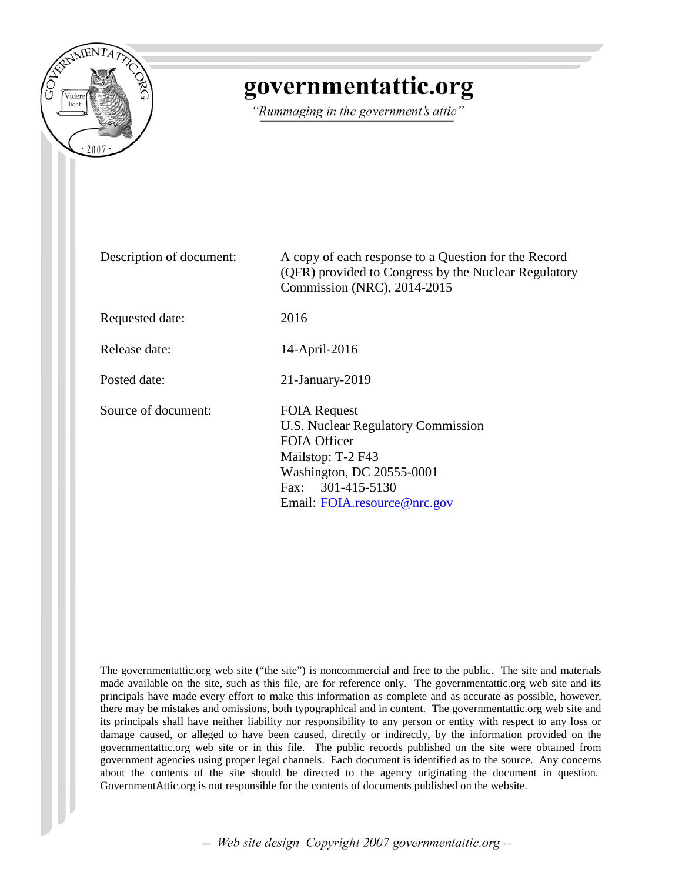# governmentattic.org

*"Rummaging in the government's attic"*

| | |
|---|---|
| Description of document: | A copy of each response to a Question for the Record (QFR) provided to Congress by the Nuclear Regulatory Commission (NRC), 2014-2015 |
| Requested date: | 2016 |
| Release date: | 14-April-2016 |
| Posted date: | 21-January-2019 |
| Source of document: | FOIA Request<br>U.S. Nuclear Regulatory Commission<br>FOIA Officer<br>Mailstop: T-2 F43<br>Washington, DC 20555-0001<br>Fax: 301-415-5130<br>Email: [FOIA.resource@nrc.gov](mailto:FOIA.resource@nrc.gov) |

The governmentattic.org web site ("the site") is noncommercial and free to the public. The site and materials made available on the site, such as this file, are for reference only. The governmentattic.org web site and its principals have made every effort to make this information as complete and as accurate as possible, however, there may be mistakes and omissions, both typographical and in content. The governmentattic.org web site and its principals shall have neither liability nor responsibility to any person or entity with respect to any loss or damage caused, or alleged to have been caused, directly or indirectly, by the information provided on the governmentattic.org web site or in this file. The public records published on the site were obtained from government agencies using proper legal channels. Each document is identified as to the source. Any concerns about the contents of the site should be directed to the agency originating the document in question. GovernmentAttic.org is not responsible for the contents of documents published on the website.

*-- Web site design Copyright 2007 governmentattic.org --*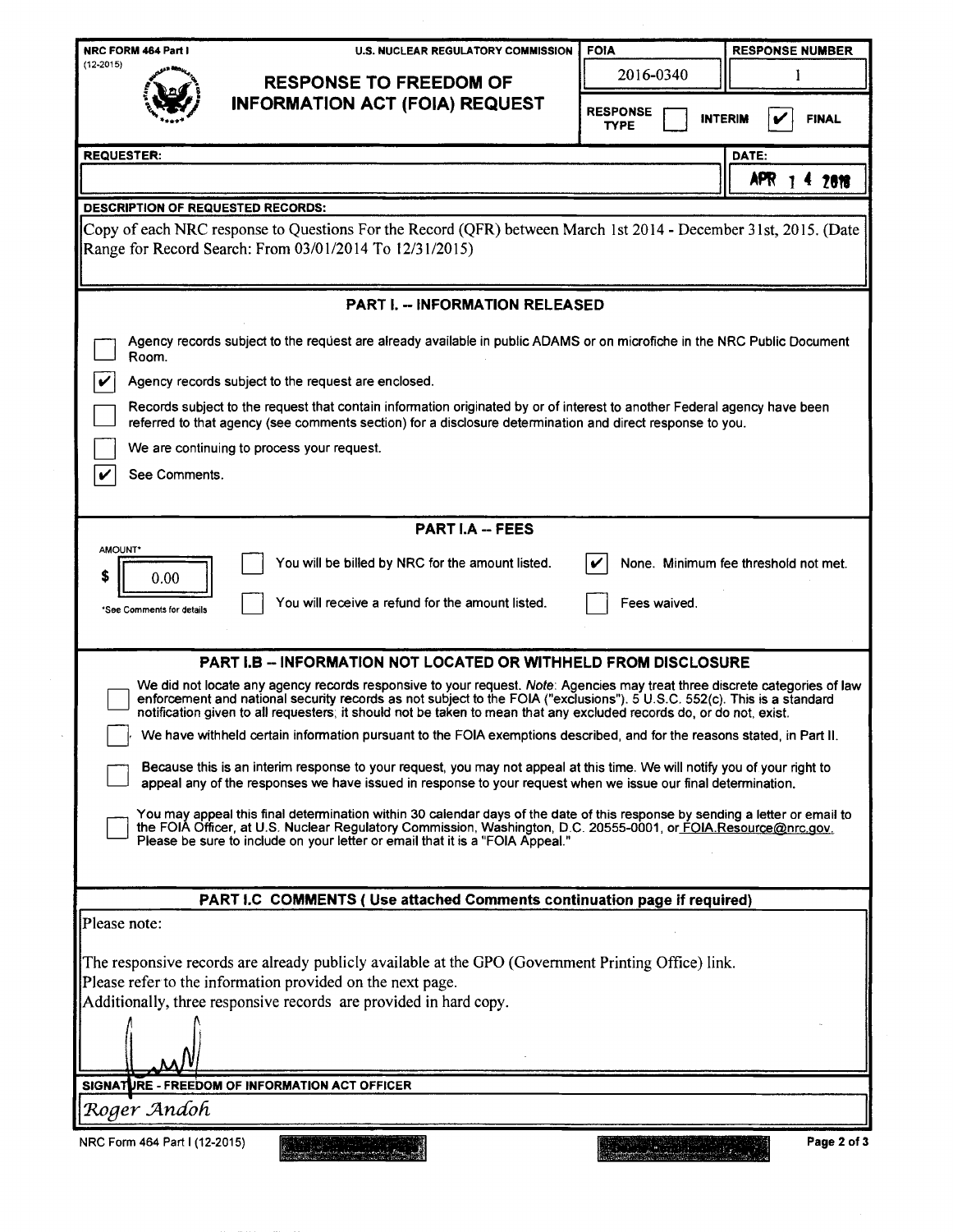NRC FORM 464 Part I (12-2015) | U.S. NUCLEAR REGULATORY COMMISSION

# RESPONSE TO FREEDOM OF INFORMATION ACT (FOIA) REQUEST

| FOIA | RESPONSE NUMBER |
|---|---|
| 2016-0340 | 1 |

RESPONSE TYPE: ☐ INTERIM ☑ FINAL

**REQUESTER:**

**DATE:** APR 14 2016

**DESCRIPTION OF REQUESTED RECORDS:**

Copy of each NRC response to Questions For the Record (QFR) between March 1st 2014 - December 31st, 2015. (Date Range for Record Search: From 03/01/2014 To 12/31/2015)

## PART I. -- INFORMATION RELEASED

- ☐ Agency records subject to the request are already available in public ADAMS or on microfiche in the NRC Public Document Room.
- ☑ Agency records subject to the request are enclosed.
- ☐ Records subject to the request that contain information originated by or of interest to another Federal agency have been referred to that agency (see comments section) for a disclosure determination and direct response to you.
- ☐ We are continuing to process your request.
- ☑ See Comments.

## PART I.A -- FEES

AMOUNT* $ 0.00

*See Comments for details

- ☐ You will be billed by NRC for the amount listed.
- ☐ You will receive a refund for the amount listed.
- ☑ None. Minimum fee threshold not met.
- ☐ Fees waived.

## PART I.B -- INFORMATION NOT LOCATED OR WITHHELD FROM DISCLOSURE

- ☐ We did not locate any agency records responsive to your request. *Note*: Agencies may treat three discrete categories of law enforcement and national security records as not subject to the FOIA ("exclusions"). 5 U.S.C. 552(c). This is a standard notification given to all requesters; it should not be taken to mean that any excluded records do, or do not, exist.
- ☐ We have withheld certain information pursuant to the FOIA exemptions described, and for the reasons stated, in Part II.
- ☐ Because this is an interim response to your request, you may not appeal at this time. We will notify you of your right to appeal any of the responses we have issued in response to your request when we issue our final determination.
- ☐ You may appeal this final determination within 30 calendar days of the date of this response by sending a letter or email to the FOIA Officer, at U.S. Nuclear Regulatory Commission, Washington, D.C. 20555-0001, or FOIA.Resource@nrc.gov. Please be sure to include on your letter or email that it is a "FOIA Appeal."

## PART I.C COMMENTS ( Use attached Comments continuation page if required)

Please note:

The responsive records are already publicly available at the GPO (Government Printing Office) link.
Please refer to the information provided on the next page.
Additionally, three responsive records are provided in hard copy.

**SIGNATURE - FREEDOM OF INFORMATION ACT OFFICER**

*Roger Andoh*

NRC Form 464 Part I (12-2015)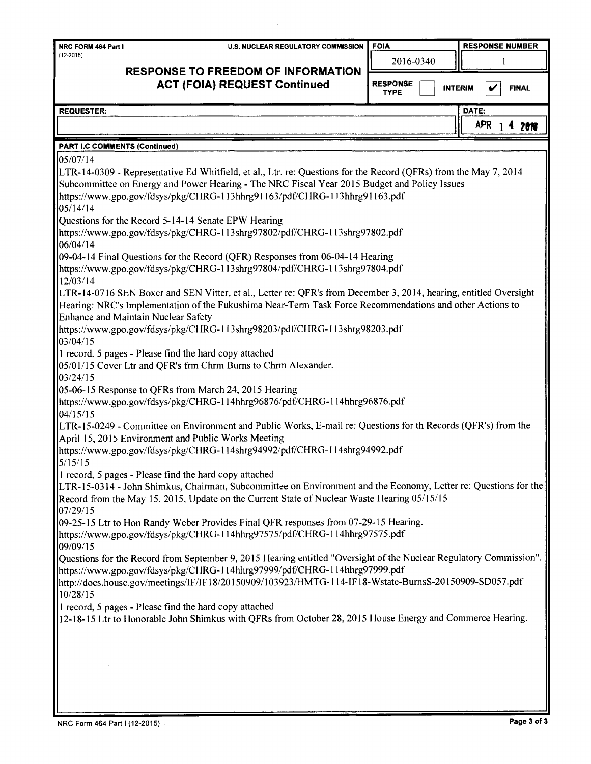| NRC FORM 464 Part I (12-2015) | U.S. NUCLEAR REGULATORY COMMISSION | FOIA | RESPONSE NUMBER |
|---|---|---|---|
| **RESPONSE TO FREEDOM OF INFORMATION ACT (FOIA) REQUEST Continued** | | 2016-0340 | 1 |
| | | RESPONSE TYPE | ☐ INTERIM ☑ FINAL |

| REQUESTER: | DATE: |
|---|---|
| | APR 14 2016 |

**PART I.C COMMENTS (Continued)**

05/07/14
LTR-14-0309 - Representative Ed Whitfield, et al., Ltr. re: Questions for the Record (QFRs) from the May 7, 2014 Subcommittee on Energy and Power Hearing - The NRC Fiscal Year 2015 Budget and Policy Issues
https://www.gpo.gov/fdsys/pkg/CHRG-113hhrg91163/pdf/CHRG-113hhrg91163.pdf
05/14/14
Questions for the Record 5-14-14 Senate EPW Hearing
https://www.gpo.gov/fdsys/pkg/CHRG-113shrg97802/pdf/CHRG-113shrg97802.pdf
06/04/14
09-04-14 Final Questions for the Record (QFR) Responses from 06-04-14 Hearing
https://www.gpo.gov/fdsys/pkg/CHRG-113shrg97804/pdf/CHRG-113shrg97804.pdf
12/03/14
LTR-14-0716 SEN Boxer and SEN Vitter, et al., Letter re: QFR's from December 3, 2014, hearing, entitled Oversight Hearing: NRC's Implementation of the Fukushima Near-Term Task Force Recommendations and other Actions to Enhance and Maintain Nuclear Safety
https://www.gpo.gov/fdsys/pkg/CHRG-113shrg98203/pdf/CHRG-113shrg98203.pdf
03/04/15
1 record. 5 pages - Please find the hard copy attached
05/01/15 Cover Ltr and QFR's frm Chrm Burns to Chrm Alexander.
03/24/15
05-06-15 Response to QFRs from March 24, 2015 Hearing
https://www.gpo.gov/fdsys/pkg/CHRG-114hhrg96876/pdf/CHRG-114hhrg96876.pdf
04/15/15
LTR-15-0249 - Committee on Environment and Public Works, E-mail re: Questions for th Records (QFR's) from the April 15, 2015 Environment and Public Works Meeting
https://www.gpo.gov/fdsys/pkg/CHRG-114shrg94992/pdf/CHRG-114shrg94992.pdf
5/15/15
1 record, 5 pages - Please find the hard copy attached
LTR-15-0314 - John Shimkus, Chairman, Subcommittee on Environment and the Economy, Letter re: Questions for the Record from the May 15, 2015, Update on the Current State of Nuclear Waste Hearing 05/15/15
07/29/15
09-25-15 Ltr to Hon Randy Weber Provides Final QFR responses from 07-29-15 Hearing.
https://www.gpo.gov/fdsys/pkg/CHRG-114hhrg97575/pdf/CHRG-114hhrg97575.pdf
09/09/15
Questions for the Record from September 9, 2015 Hearing entitled "Oversight of the Nuclear Regulatory Commission".
https://www.gpo.gov/fdsys/pkg/CHRG-114hhrg97999/pdf/CHRG-114hhrg97999.pdf
http://docs.house.gov/meetings/IF/IF18/20150909/103923/HMTG-114-IF18-Wstate-BurnsS-20150909-SD057.pdf
10/28/15
1 record, 5 pages - Please find the hard copy attached
12-18-15 Ltr to Honorable John Shimkus with QFRs from October 28, 2015 House Energy and Commerce Hearing.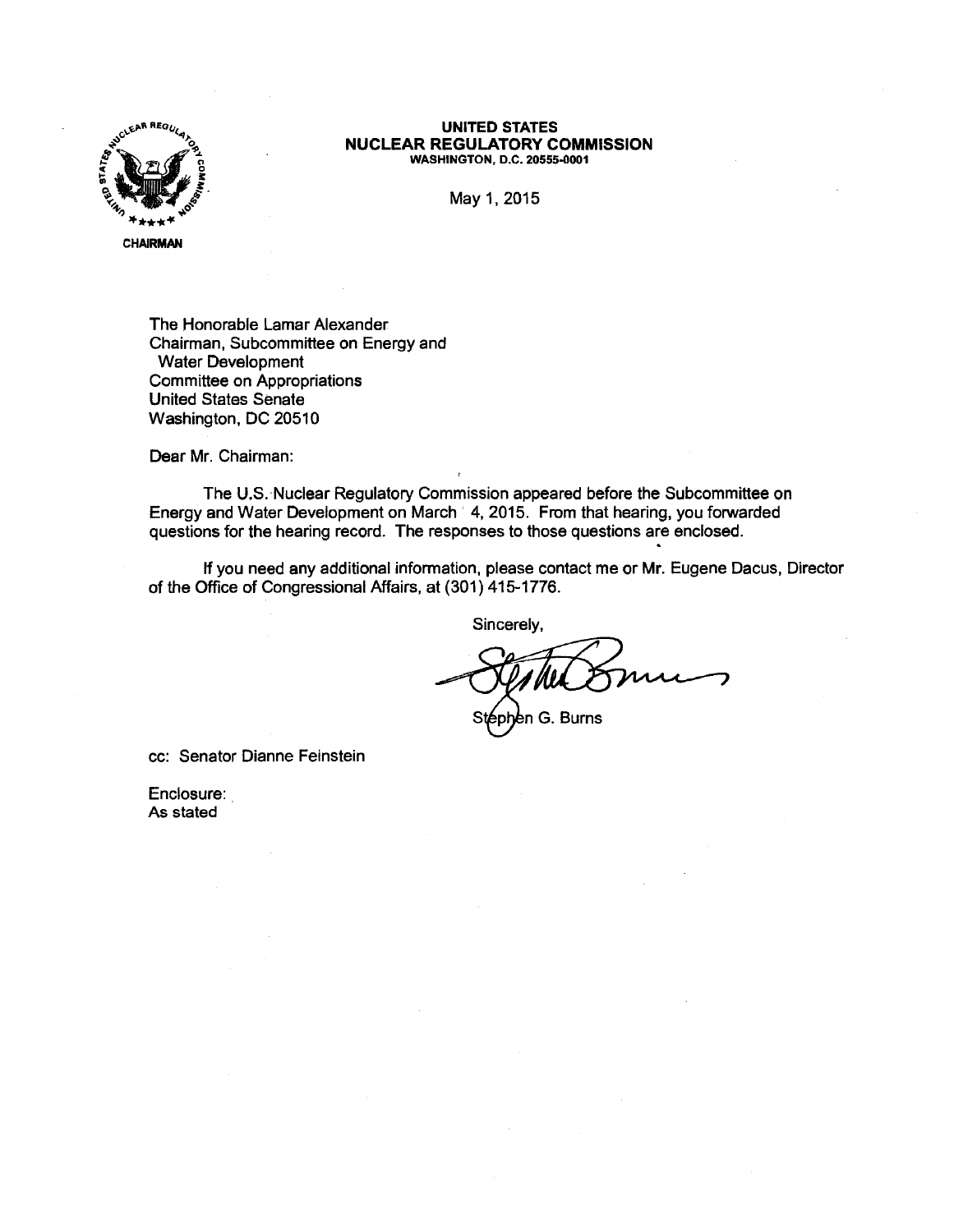**UNITED STATES**
**NUCLEAR REGULATORY COMMISSION**
**WASHINGTON, D.C. 20555-0001**

May 1, 2015

**CHAIRMAN**

The Honorable Lamar Alexander
Chairman, Subcommittee on Energy and
Water Development
Committee on Appropriations
United States Senate
Washington, DC 20510

Dear Mr. Chairman:

The U.S. Nuclear Regulatory Commission appeared before the Subcommittee on Energy and Water Development on March 4, 2015. From that hearing, you forwarded questions for the hearing record. The responses to those questions are enclosed.

If you need any additional information, please contact me or Mr. Eugene Dacus, Director of the Office of Congressional Affairs, at (301) 415-1776.

Sincerely,

Stephen G. Burns

cc: Senator Dianne Feinstein

Enclosure:
As stated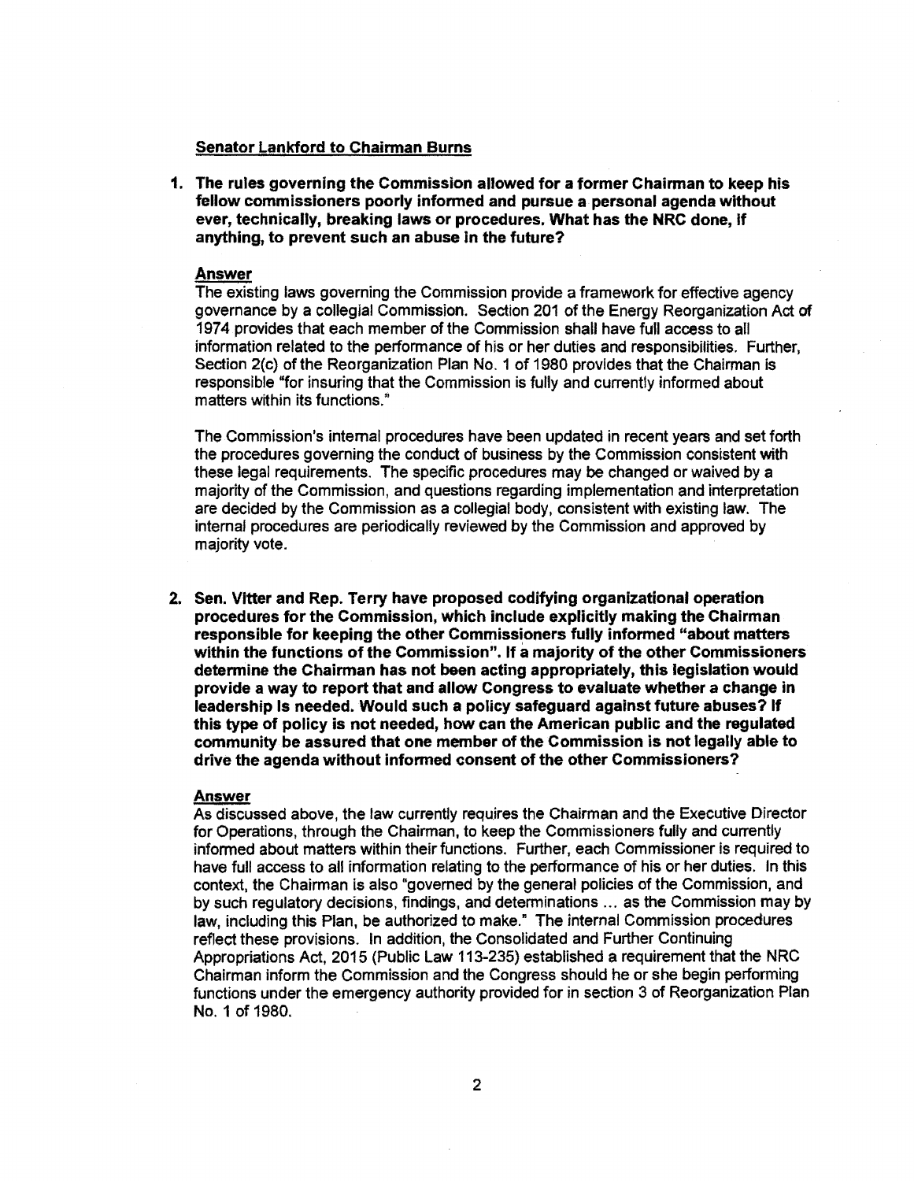**Senator Lankford to Chairman Burns**

1. **The rules governing the Commission allowed for a former Chairman to keep his fellow commissioners poorly informed and pursue a personal agenda without ever, technically, breaking laws or procedures. What has the NRC done, if anything, to prevent such an abuse in the future?**

   **Answer**

   The existing laws governing the Commission provide a framework for effective agency governance by a collegial Commission. Section 201 of the Energy Reorganization Act of 1974 provides that each member of the Commission shall have full access to all information related to the performance of his or her duties and responsibilities. Further, Section 2(c) of the Reorganization Plan No. 1 of 1980 provides that the Chairman is responsible "for insuring that the Commission is fully and currently informed about matters within its functions."

   The Commission's internal procedures have been updated in recent years and set forth the procedures governing the conduct of business by the Commission consistent with these legal requirements. The specific procedures may be changed or waived by a majority of the Commission, and questions regarding implementation and interpretation are decided by the Commission as a collegial body, consistent with existing law. The internal procedures are periodically reviewed by the Commission and approved by majority vote.

2. **Sen. Vitter and Rep. Terry have proposed codifying organizational operation procedures for the Commission, which include explicitly making the Chairman responsible for keeping the other Commissioners fully informed "about matters within the functions of the Commission". If a majority of the other Commissioners determine the Chairman has not been acting appropriately, this legislation would provide a way to report that and allow Congress to evaluate whether a change in leadership is needed. Would such a policy safeguard against future abuses? If this type of policy is not needed, how can the American public and the regulated community be assured that one member of the Commission is not legally able to drive the agenda without informed consent of the other Commissioners?**

   **Answer**

   As discussed above, the law currently requires the Chairman and the Executive Director for Operations, through the Chairman, to keep the Commissioners fully and currently informed about matters within their functions. Further, each Commissioner is required to have full access to all information relating to the performance of his or her duties. In this context, the Chairman is also "governed by the general policies of the Commission, and by such regulatory decisions, findings, and determinations ... as the Commission may by law, including this Plan, be authorized to make." The internal Commission procedures reflect these provisions. In addition, the Consolidated and Further Continuing Appropriations Act, 2015 (Public Law 113-235) established a requirement that the NRC Chairman inform the Commission and the Congress should he or she begin performing functions under the emergency authority provided for in section 3 of Reorganization Plan No. 1 of 1980.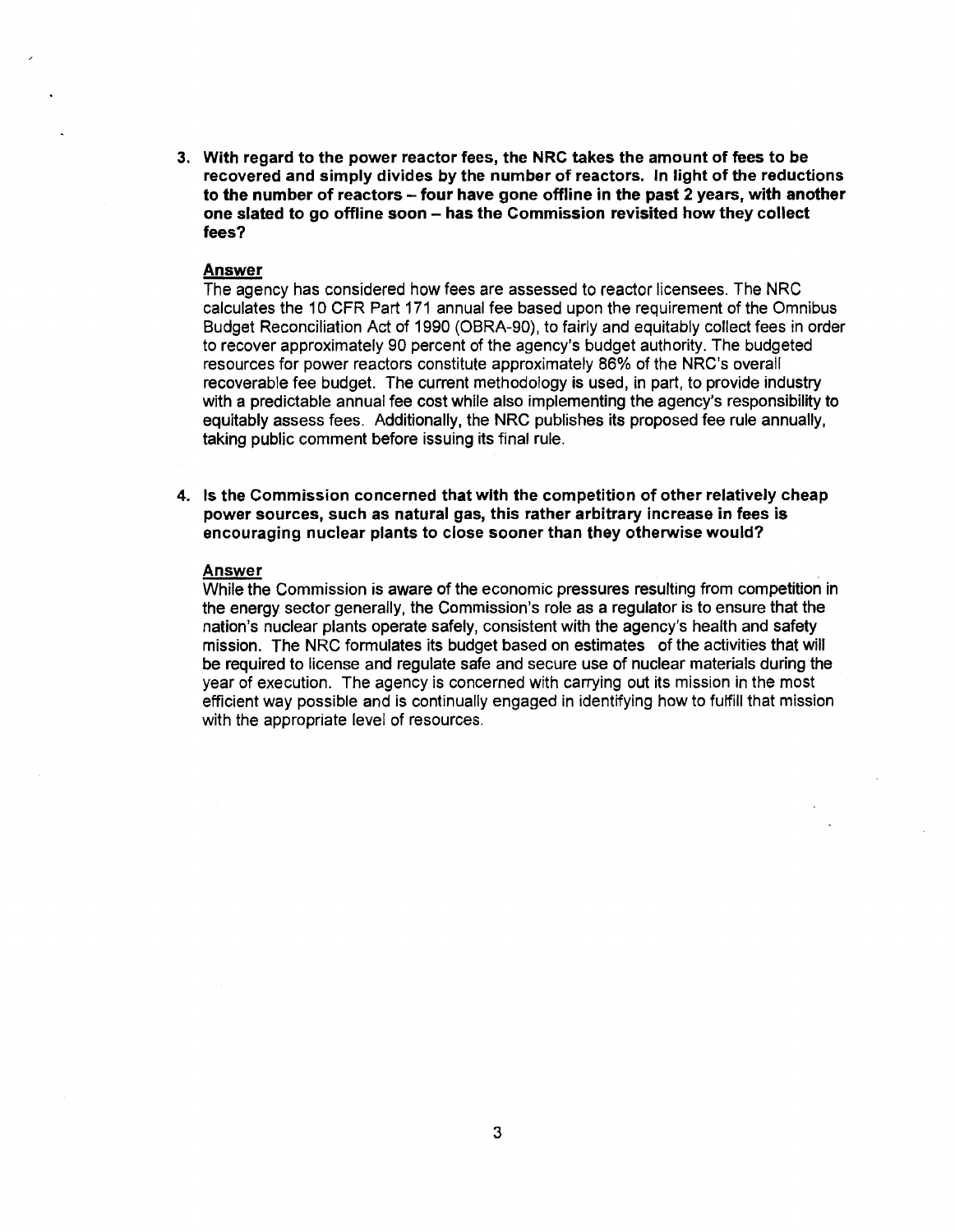3. **With regard to the power reactor fees, the NRC takes the amount of fees to be recovered and simply divides by the number of reactors. In light of the reductions to the number of reactors – four have gone offline in the past 2 years, with another one slated to go offline soon – has the Commission revisited how they collect fees?**

**Answer**

The agency has considered how fees are assessed to reactor licensees. The NRC calculates the 10 CFR Part 171 annual fee based upon the requirement of the Omnibus Budget Reconciliation Act of 1990 (OBRA-90), to fairly and equitably collect fees in order to recover approximately 90 percent of the agency's budget authority. The budgeted resources for power reactors constitute approximately 86% of the NRC's overall recoverable fee budget. The current methodology is used, in part, to provide industry with a predictable annual fee cost while also implementing the agency's responsibility to equitably assess fees. Additionally, the NRC publishes its proposed fee rule annually, taking public comment before issuing its final rule.

4. **Is the Commission concerned that with the competition of other relatively cheap power sources, such as natural gas, this rather arbitrary increase in fees is encouraging nuclear plants to close sooner than they otherwise would?**

**Answer**

While the Commission is aware of the economic pressures resulting from competition in the energy sector generally, the Commission's role as a regulator is to ensure that the nation's nuclear plants operate safely, consistent with the agency's health and safety mission. The NRC formulates its budget based on estimates of the activities that will be required to license and regulate safe and secure use of nuclear materials during the year of execution. The agency is concerned with carrying out its mission in the most efficient way possible and is continually engaged in identifying how to fulfill that mission with the appropriate level of resources.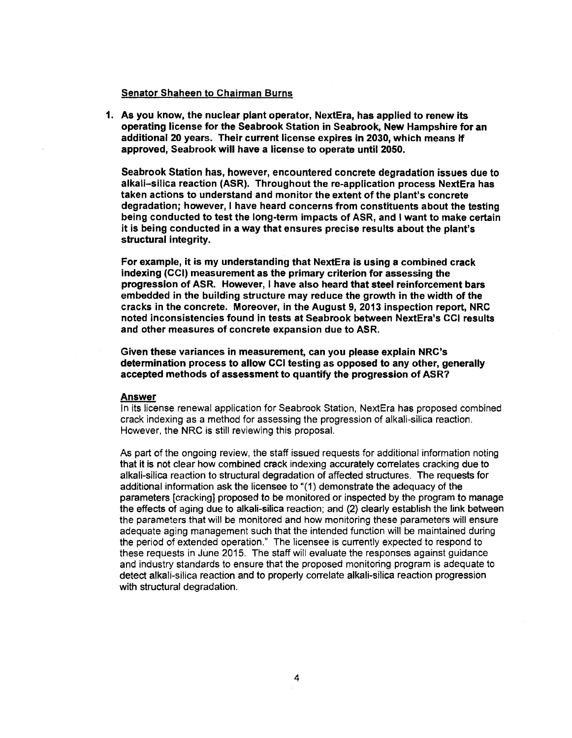Senator Shaheen to Chairman Burns

**1. As you know, the nuclear plant operator, NextEra, has applied to renew its operating license for the Seabrook Station in Seabrook, New Hampshire for an additional 20 years. Their current license expires in 2030, which means if approved, Seabrook will have a license to operate until 2050.**

**Seabrook Station has, however, encountered concrete degradation issues due to alkali–silica reaction (ASR). Throughout the re-application process NextEra has taken actions to understand and monitor the extent of the plant's concrete degradation; however, I have heard concerns from constituents about the testing being conducted to test the long-term impacts of ASR, and I want to make certain it is being conducted in a way that ensures precise results about the plant's structural integrity.**

**For example, it is my understanding that NextEra is using a combined crack indexing (CCI) measurement as the primary criterion for assessing the progression of ASR. However, I have also heard that steel reinforcement bars embedded in the building structure may reduce the growth in the width of the cracks in the concrete. Moreover, in the August 9, 2013 inspection report, NRC noted inconsistencies found in tests at Seabrook between NextEra's CCI results and other measures of concrete expansion due to ASR.**

**Given these variances in measurement, can you please explain NRC's determination process to allow CCI testing as opposed to any other, generally accepted methods of assessment to quantify the progression of ASR?**

**Answer**

In its license renewal application for Seabrook Station, NextEra has proposed combined crack indexing as a method for assessing the progression of alkali-silica reaction. However, the NRC is still reviewing this proposal.

As part of the ongoing review, the staff issued requests for additional information noting that it is not clear how combined crack indexing accurately correlates cracking due to alkali-silica reaction to structural degradation of affected structures. The requests for additional information ask the licensee to "(1) demonstrate the adequacy of the parameters [cracking] proposed to be monitored or inspected by the program to manage the effects of aging due to alkali-silica reaction; and (2) clearly establish the link between the parameters that will be monitored and how monitoring these parameters will ensure adequate aging management such that the intended function will be maintained during the period of extended operation." The licensee is currently expected to respond to these requests in June 2015. The staff will evaluate the responses against guidance and industry standards to ensure that the proposed monitoring program is adequate to detect alkali-silica reaction and to properly correlate alkali-silica reaction progression with structural degradation.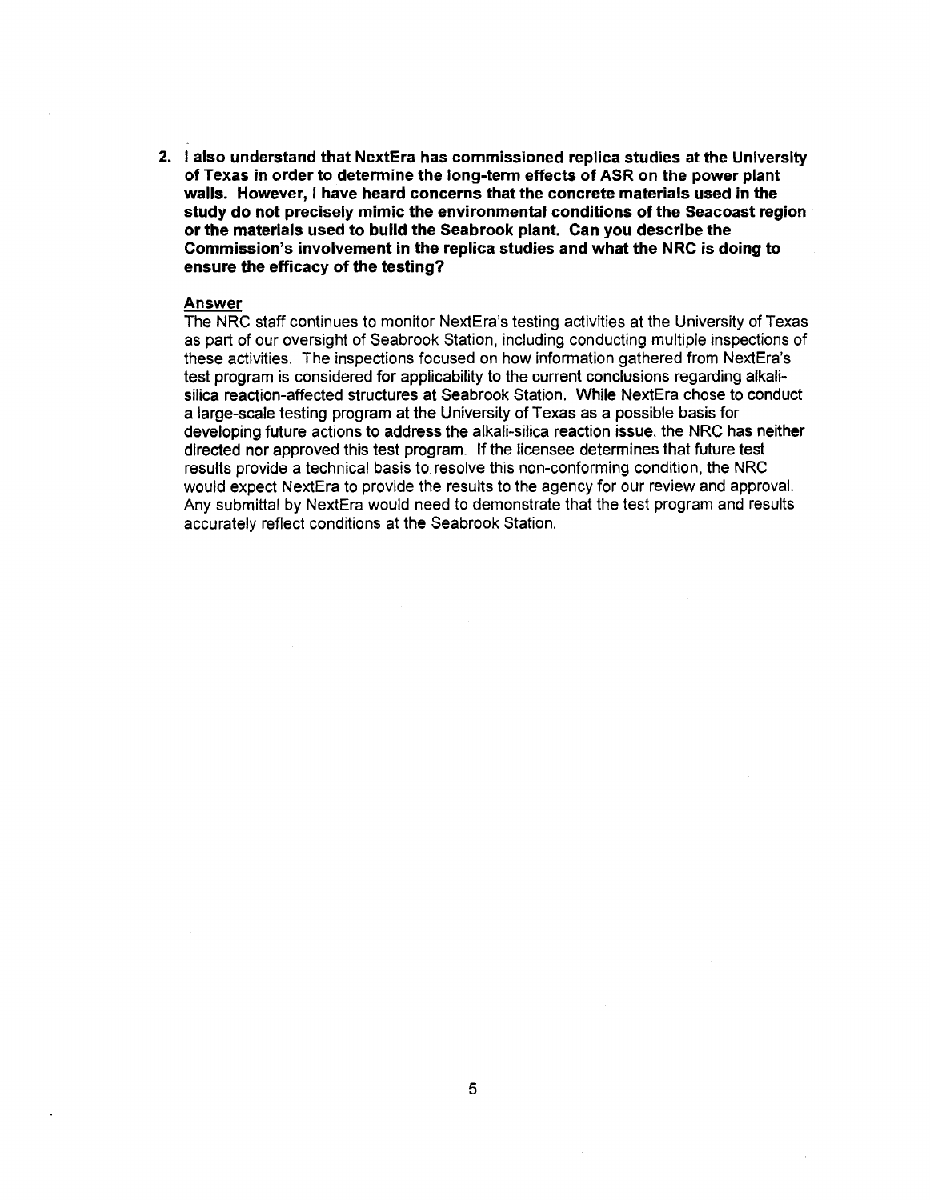**2. I also understand that NextEra has commissioned replica studies at the University of Texas in order to determine the long-term effects of ASR on the power plant walls. However, I have heard concerns that the concrete materials used in the study do not precisely mimic the environmental conditions of the Seacoast region or the materials used to build the Seabrook plant. Can you describe the Commission's involvement in the replica studies and what the NRC is doing to ensure the efficacy of the testing?**

**Answer**

The NRC staff continues to monitor NextEra's testing activities at the University of Texas as part of our oversight of Seabrook Station, including conducting multiple inspections of these activities. The inspections focused on how information gathered from NextEra's test program is considered for applicability to the current conclusions regarding alkali-silica reaction-affected structures at Seabrook Station. While NextEra chose to conduct a large-scale testing program at the University of Texas as a possible basis for developing future actions to address the alkali-silica reaction issue, the NRC has neither directed nor approved this test program. If the licensee determines that future test results provide a technical basis to resolve this non-conforming condition, the NRC would expect NextEra to provide the results to the agency for our review and approval. Any submittal by NextEra would need to demonstrate that the test program and results accurately reflect conditions at the Seabrook Station.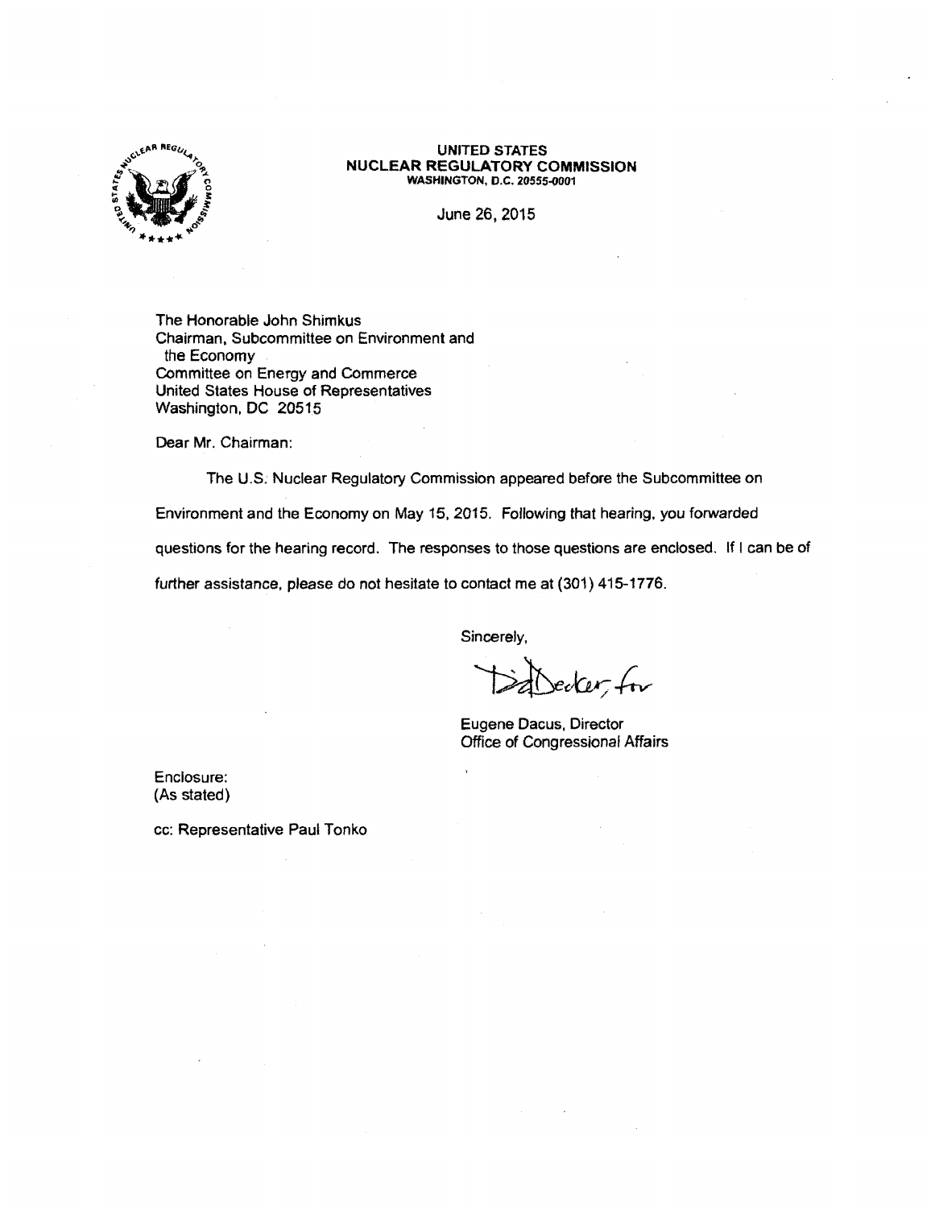**UNITED STATES**
**NUCLEAR REGULATORY COMMISSION**
**WASHINGTON, D.C. 20555-0001**

June 26, 2015

The Honorable John Shimkus
Chairman, Subcommittee on Environment and
 the Economy
Committee on Energy and Commerce
United States House of Representatives
Washington, DC 20515

Dear Mr. Chairman:

The U.S. Nuclear Regulatory Commission appeared before the Subcommittee on Environment and the Economy on May 15, 2015. Following that hearing, you forwarded questions for the hearing record. The responses to those questions are enclosed. If I can be of further assistance, please do not hesitate to contact me at (301) 415-1776.

Sincerely,

Eugene Dacus, Director
Office of Congressional Affairs

Enclosure:
(As stated)

cc: Representative Paul Tonko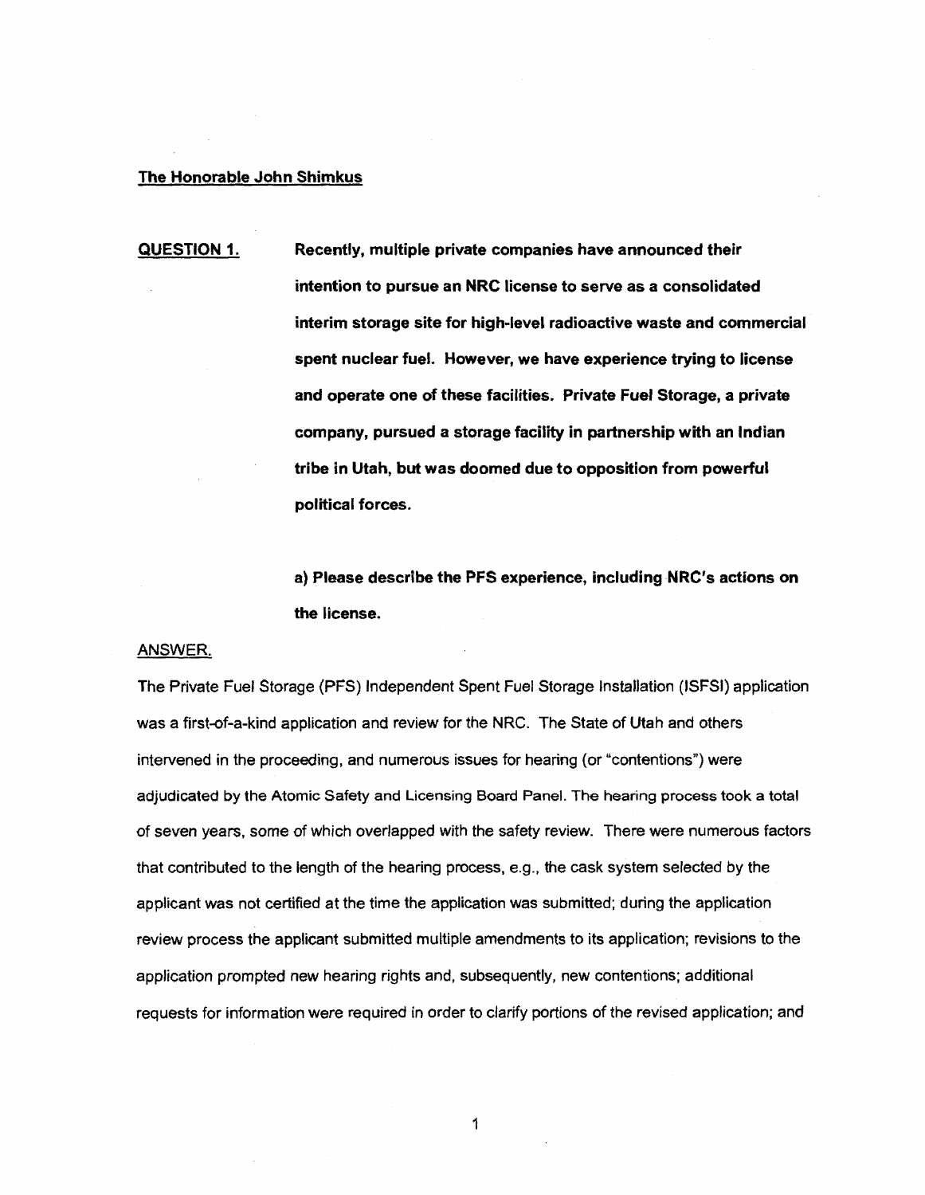**The Honorable John Shimkus**

**QUESTION 1.** **Recently, multiple private companies have announced their intention to pursue an NRC license to serve as a consolidated interim storage site for high-level radioactive waste and commercial spent nuclear fuel. However, we have experience trying to license and operate one of these facilities. Private Fuel Storage, a private company, pursued a storage facility in partnership with an Indian tribe in Utah, but was doomed due to opposition from powerful political forces.**

**a) Please describe the PFS experience, including NRC's actions on the license.**

ANSWER.

The Private Fuel Storage (PFS) Independent Spent Fuel Storage Installation (ISFSI) application was a first-of-a-kind application and review for the NRC. The State of Utah and others intervened in the proceeding, and numerous issues for hearing (or "contentions") were adjudicated by the Atomic Safety and Licensing Board Panel. The hearing process took a total of seven years, some of which overlapped with the safety review. There were numerous factors that contributed to the length of the hearing process, e.g., the cask system selected by the applicant was not certified at the time the application was submitted; during the application review process the applicant submitted multiple amendments to its application; revisions to the application prompted new hearing rights and, subsequently, new contentions; additional requests for information were required in order to clarify portions of the revised application; and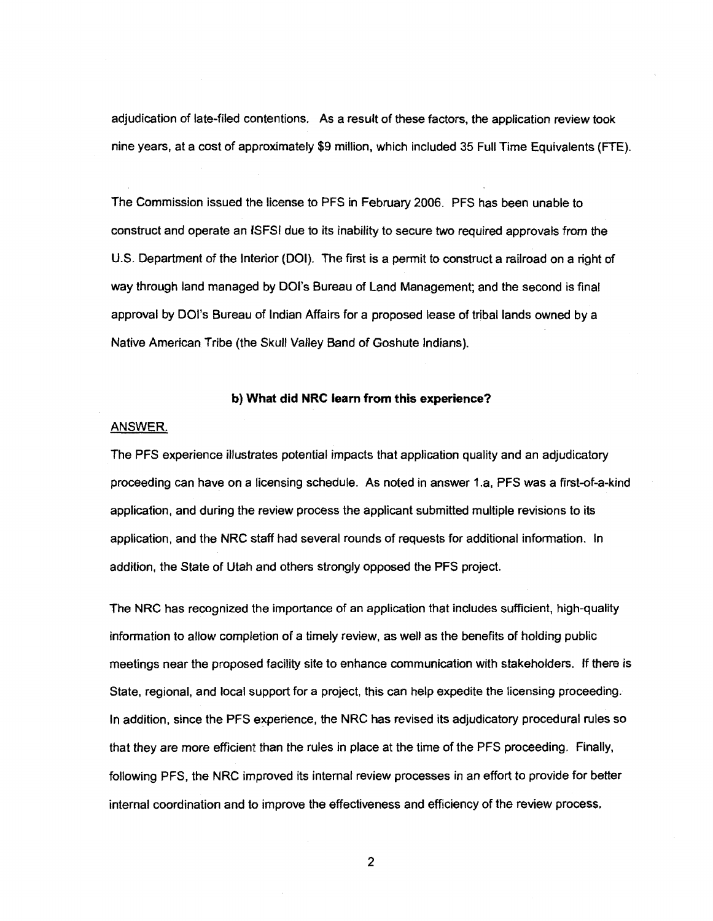adjudication of late-filed contentions. As a result of these factors, the application review took nine years, at a cost of approximately $9 million, which included 35 Full Time Equivalents (FTE).

The Commission issued the license to PFS in February 2006. PFS has been unable to construct and operate an ISFSI due to its inability to secure two required approvals from the U.S. Department of the Interior (DOI). The first is a permit to construct a railroad on a right of way through land managed by DOI's Bureau of Land Management; and the second is final approval by DOI's Bureau of Indian Affairs for a proposed lease of tribal lands owned by a Native American Tribe (the Skull Valley Band of Goshute Indians).

**b) What did NRC learn from this experience?**

ANSWER.

The PFS experience illustrates potential impacts that application quality and an adjudicatory proceeding can have on a licensing schedule. As noted in answer 1.a, PFS was a first-of-a-kind application, and during the review process the applicant submitted multiple revisions to its application, and the NRC staff had several rounds of requests for additional information. In addition, the State of Utah and others strongly opposed the PFS project.

The NRC has recognized the importance of an application that includes sufficient, high-quality information to allow completion of a timely review, as well as the benefits of holding public meetings near the proposed facility site to enhance communication with stakeholders. If there is State, regional, and local support for a project, this can help expedite the licensing proceeding. In addition, since the PFS experience, the NRC has revised its adjudicatory procedural rules so that they are more efficient than the rules in place at the time of the PFS proceeding. Finally, following PFS, the NRC improved its internal review processes in an effort to provide for better internal coordination and to improve the effectiveness and efficiency of the review process.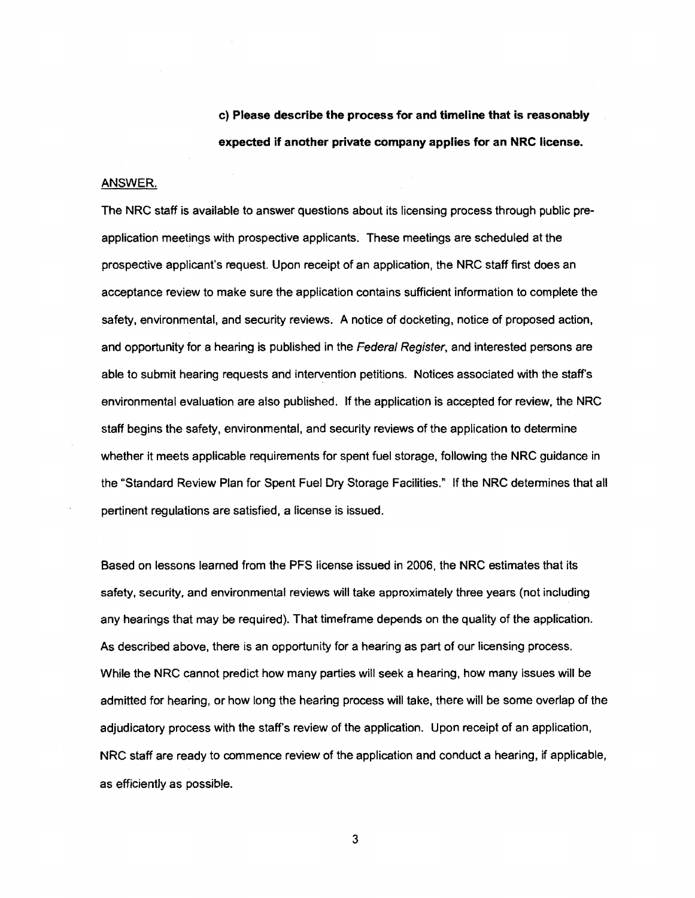**c) Please describe the process for and timeline that is reasonably expected if another private company applies for an NRC license.**

ANSWER.

The NRC staff is available to answer questions about its licensing process through public pre-application meetings with prospective applicants. These meetings are scheduled at the prospective applicant's request. Upon receipt of an application, the NRC staff first does an acceptance review to make sure the application contains sufficient information to complete the safety, environmental, and security reviews. A notice of docketing, notice of proposed action, and opportunity for a hearing is published in the *Federal Register*, and interested persons are able to submit hearing requests and intervention petitions. Notices associated with the staff's environmental evaluation are also published. If the application is accepted for review, the NRC staff begins the safety, environmental, and security reviews of the application to determine whether it meets applicable requirements for spent fuel storage, following the NRC guidance in the "Standard Review Plan for Spent Fuel Dry Storage Facilities." If the NRC determines that all pertinent regulations are satisfied, a license is issued.

Based on lessons learned from the PFS license issued in 2006, the NRC estimates that its safety, security, and environmental reviews will take approximately three years (not including any hearings that may be required). That timeframe depends on the quality of the application. As described above, there is an opportunity for a hearing as part of our licensing process. While the NRC cannot predict how many parties will seek a hearing, how many issues will be admitted for hearing, or how long the hearing process will take, there will be some overlap of the adjudicatory process with the staff's review of the application. Upon receipt of an application, NRC staff are ready to commence review of the application and conduct a hearing, if applicable, as efficiently as possible.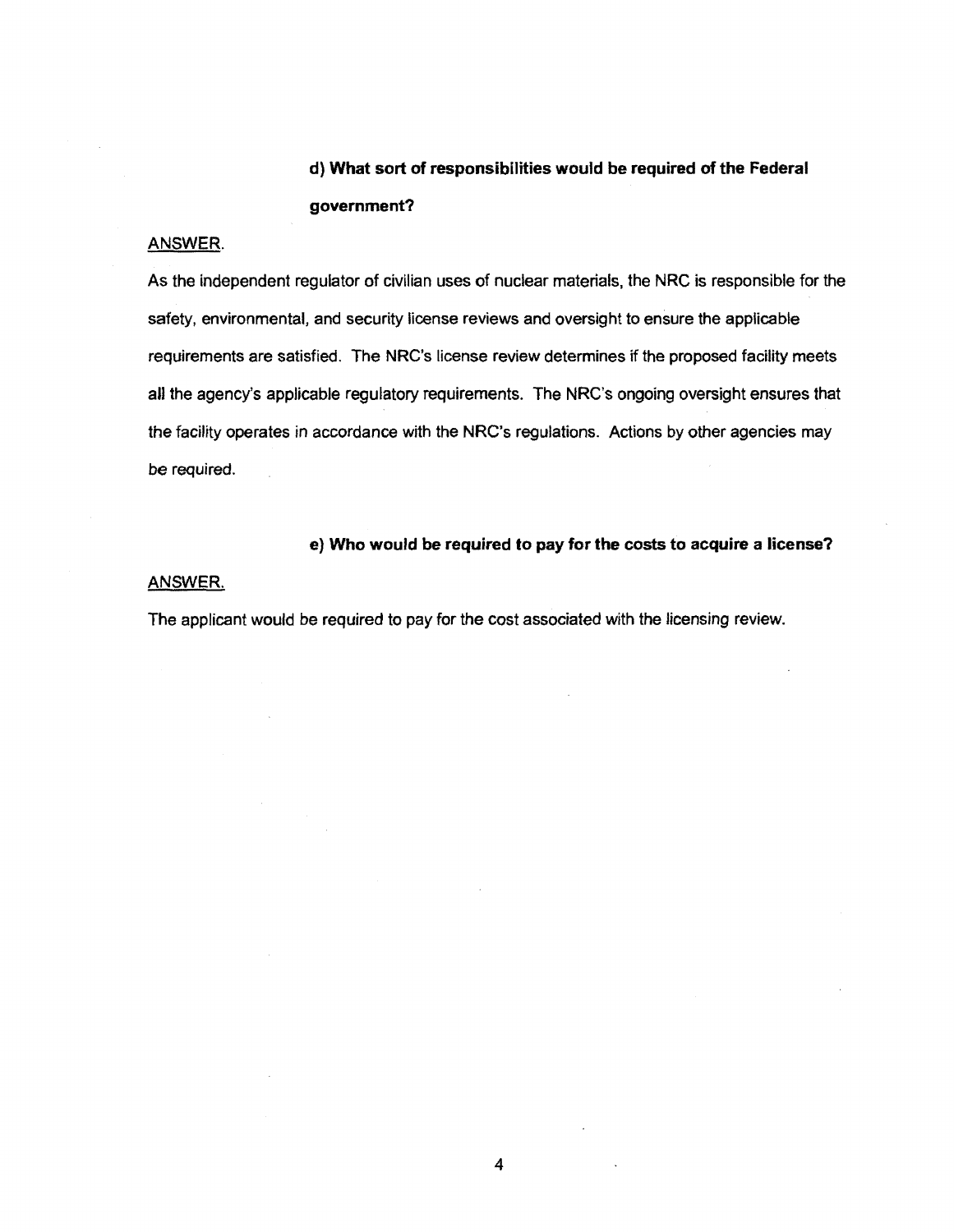**d) What sort of responsibilities would be required of the Federal government?**

ANSWER.

As the independent regulator of civilian uses of nuclear materials, the NRC is responsible for the safety, environmental, and security license reviews and oversight to ensure the applicable requirements are satisfied. The NRC's license review determines if the proposed facility meets all the agency's applicable regulatory requirements. The NRC's ongoing oversight ensures that the facility operates in accordance with the NRC's regulations. Actions by other agencies may be required.

**e) Who would be required to pay for the costs to acquire a license?**

ANSWER.

The applicant would be required to pay for the cost associated with the licensing review.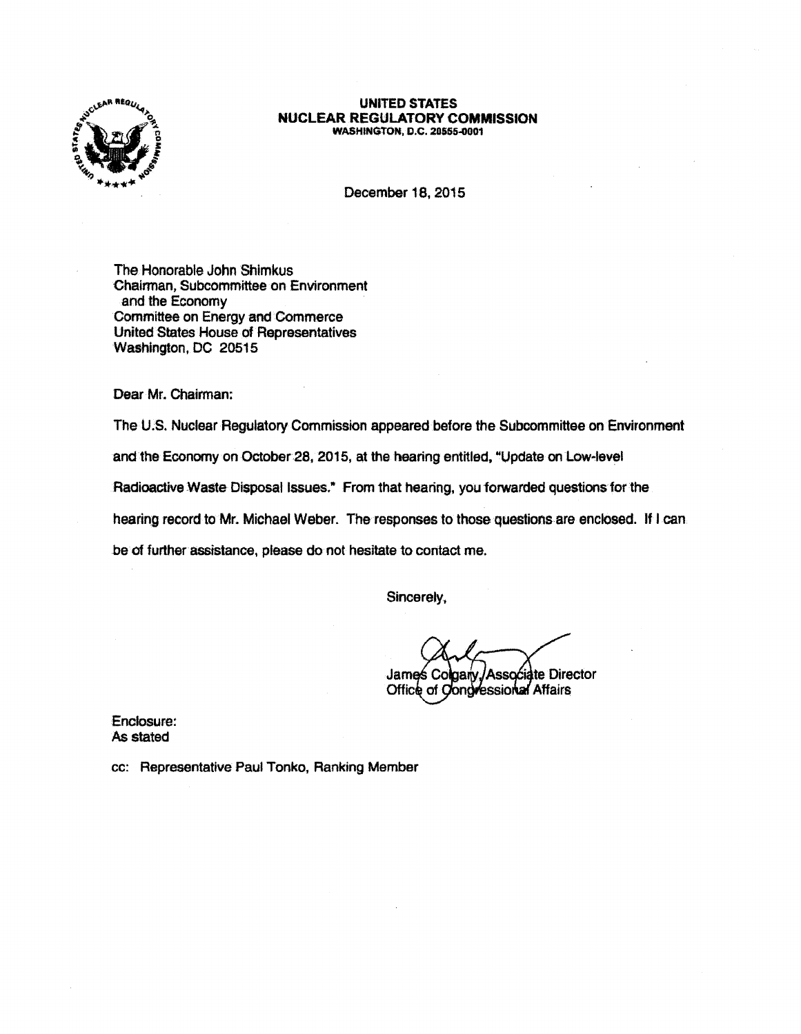**UNITED STATES**
**NUCLEAR REGULATORY COMMISSION**
**WASHINGTON, D.C. 20555-0001**

December 18, 2015

The Honorable John Shimkus
Chairman, Subcommittee on Environment
and the Economy
Committee on Energy and Commerce
United States House of Representatives
Washington, DC 20515

Dear Mr. Chairman:

The U.S. Nuclear Regulatory Commission appeared before the Subcommittee on Environment and the Economy on October 28, 2015, at the hearing entitled, "Update on Low-level Radioactive Waste Disposal Issues." From that hearing, you forwarded questions for the hearing record to Mr. Michael Weber. The responses to those questions are enclosed. If I can be of further assistance, please do not hesitate to contact me.

Sincerely,

James Colgary, Associate Director
Office of Congressional Affairs

Enclosure:
As stated

cc: Representative Paul Tonko, Ranking Member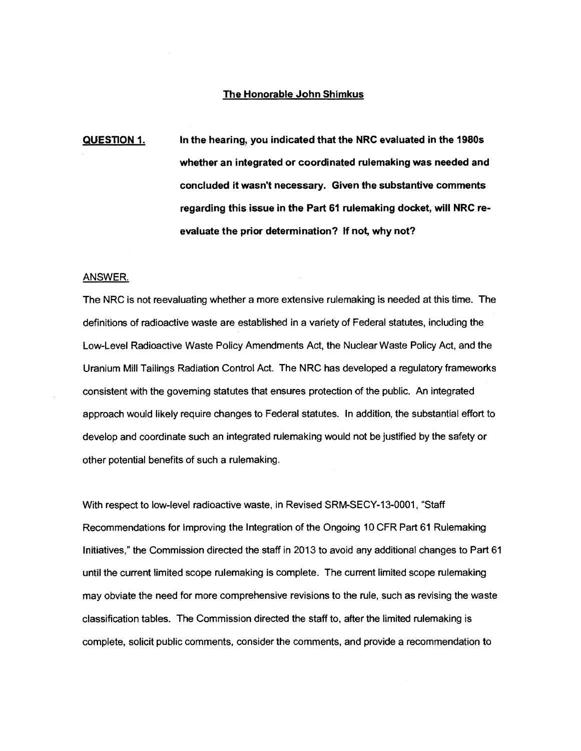## The Honorable John Shimkus

**QUESTION 1.** **In the hearing, you indicated that the NRC evaluated in the 1980s whether an integrated or coordinated rulemaking was needed and concluded it wasn't necessary. Given the substantive comments regarding this issue in the Part 61 rulemaking docket, will NRC re-evaluate the prior determination? If not, why not?**

ANSWER.

The NRC is not reevaluating whether a more extensive rulemaking is needed at this time. The definitions of radioactive waste are established in a variety of Federal statutes, including the Low-Level Radioactive Waste Policy Amendments Act, the Nuclear Waste Policy Act, and the Uranium Mill Tailings Radiation Control Act. The NRC has developed a regulatory frameworks consistent with the governing statutes that ensures protection of the public. An integrated approach would likely require changes to Federal statutes. In addition, the substantial effort to develop and coordinate such an integrated rulemaking would not be justified by the safety or other potential benefits of such a rulemaking.

With respect to low-level radioactive waste, in Revised SRM-SECY-13-0001, "Staff Recommendations for Improving the Integration of the Ongoing 10 CFR Part 61 Rulemaking Initiatives," the Commission directed the staff in 2013 to avoid any additional changes to Part 61 until the current limited scope rulemaking is complete. The current limited scope rulemaking may obviate the need for more comprehensive revisions to the rule, such as revising the waste classification tables. The Commission directed the staff to, after the limited rulemaking is complete, solicit public comments, consider the comments, and provide a recommendation to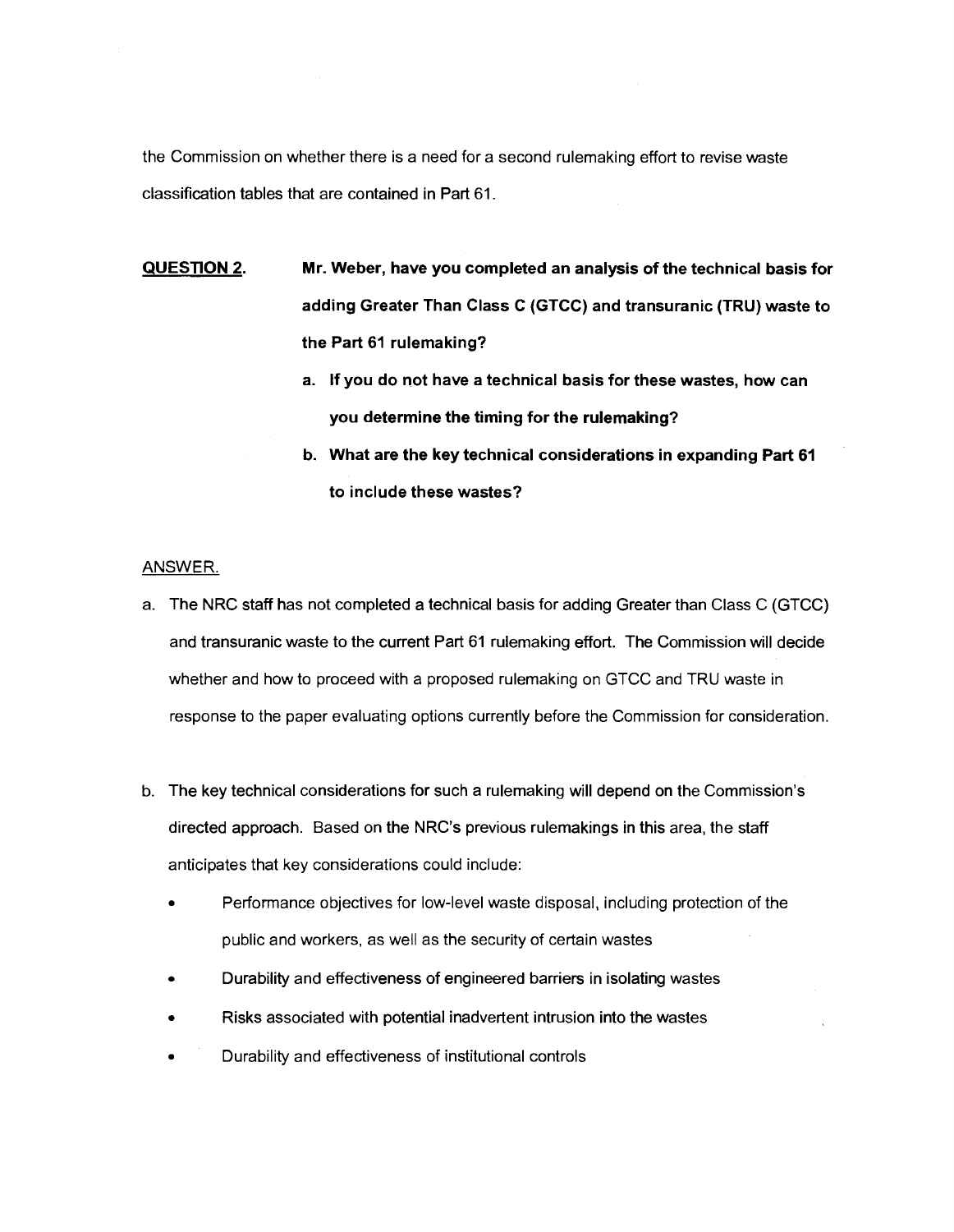the Commission on whether there is a need for a second rulemaking effort to revise waste classification tables that are contained in Part 61.

**QUESTION 2.** **Mr. Weber, have you completed an analysis of the technical basis for adding Greater Than Class C (GTCC) and transuranic (TRU) waste to the Part 61 rulemaking?**

**a. If you do not have a technical basis for these wastes, how can you determine the timing for the rulemaking?**

**b. What are the key technical considerations in expanding Part 61 to include these wastes?**

ANSWER.

a. The NRC staff has not completed a technical basis for adding Greater than Class C (GTCC) and transuranic waste to the current Part 61 rulemaking effort. The Commission will decide whether and how to proceed with a proposed rulemaking on GTCC and TRU waste in response to the paper evaluating options currently before the Commission for consideration.

b. The key technical considerations for such a rulemaking will depend on the Commission's directed approach. Based on the NRC's previous rulemakings in this area, the staff anticipates that key considerations could include:

- Performance objectives for low-level waste disposal, including protection of the public and workers, as well as the security of certain wastes
- Durability and effectiveness of engineered barriers in isolating wastes
- Risks associated with potential inadvertent intrusion into the wastes
- Durability and effectiveness of institutional controls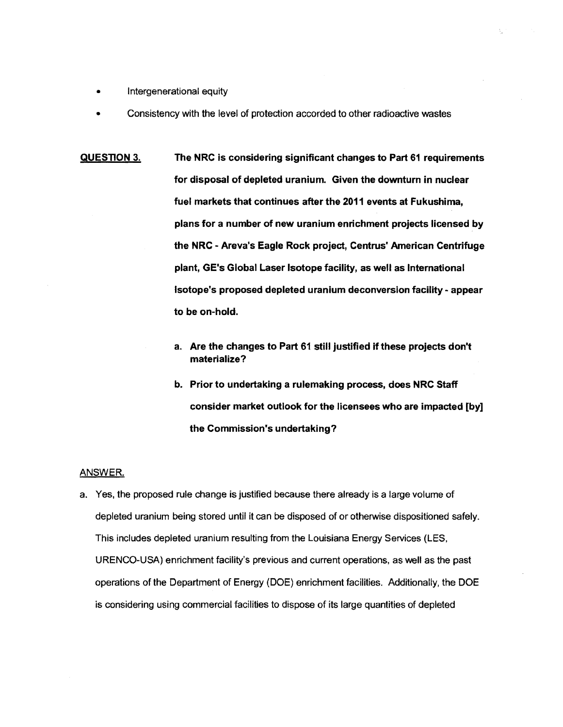- Intergenerational equity
- Consistency with the level of protection accorded to other radioactive wastes

**QUESTION 3.** **The NRC is considering significant changes to Part 61 requirements for disposal of depleted uranium. Given the downturn in nuclear fuel markets that continues after the 2011 events at Fukushima, plans for a number of new uranium enrichment projects licensed by the NRC - Areva's Eagle Rock project, Centrus' American Centrifuge plant, GE's Global Laser Isotope facility, as well as International Isotope's proposed depleted uranium deconversion facility - appear to be on-hold.**

**a. Are the changes to Part 61 still justified if these projects don't materialize?**

**b. Prior to undertaking a rulemaking process, does NRC Staff consider market outlook for the licensees who are impacted [by] the Commission's undertaking?**

ANSWER.

a. Yes, the proposed rule change is justified because there already is a large volume of depleted uranium being stored until it can be disposed of or otherwise dispositioned safely. This includes depleted uranium resulting from the Louisiana Energy Services (LES, URENCO-USA) enrichment facility's previous and current operations, as well as the past operations of the Department of Energy (DOE) enrichment facilities. Additionally, the DOE is considering using commercial facilities to dispose of its large quantities of depleted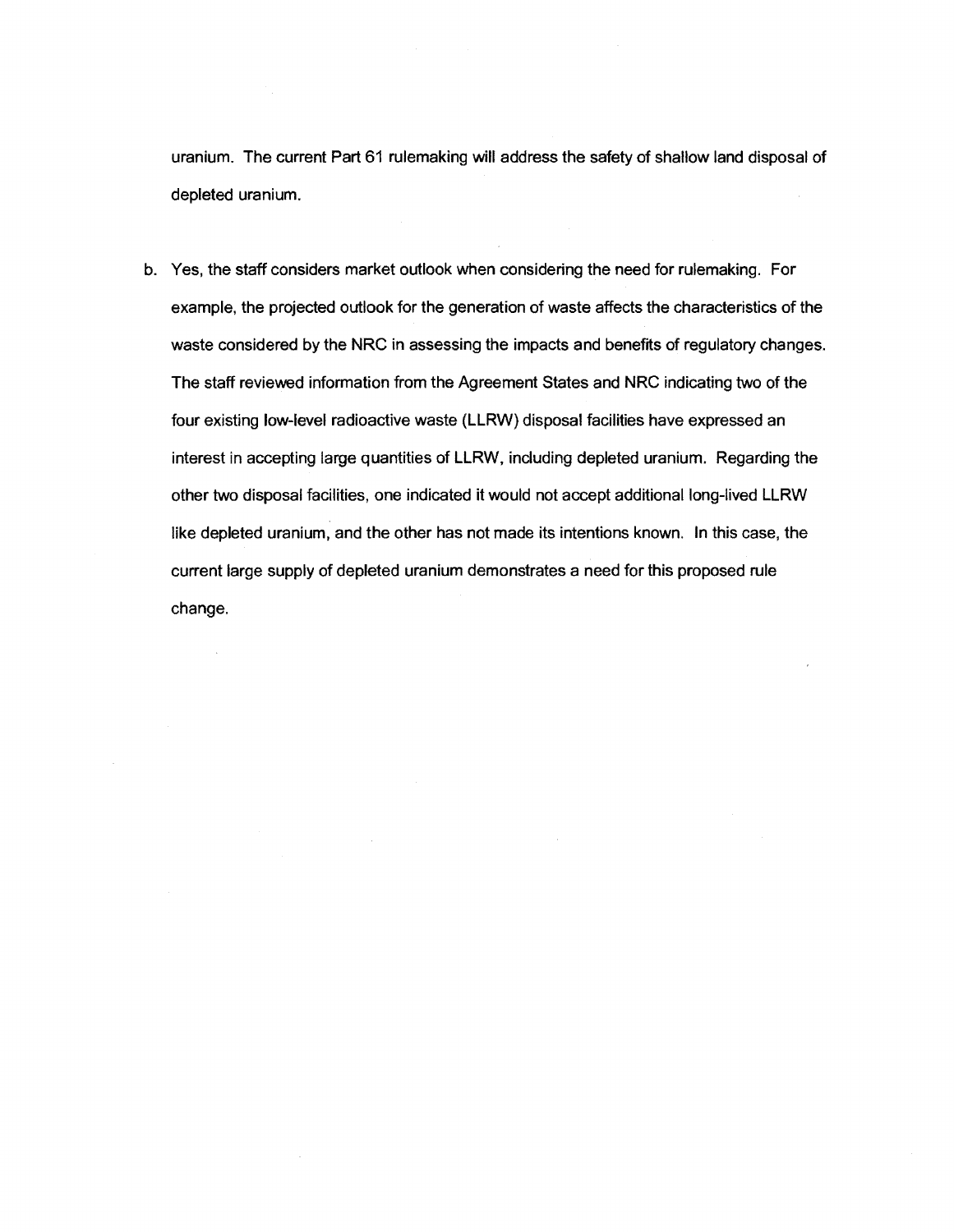uranium. The current Part 61 rulemaking will address the safety of shallow land disposal of depleted uranium.

b. Yes, the staff considers market outlook when considering the need for rulemaking. For example, the projected outlook for the generation of waste affects the characteristics of the waste considered by the NRC in assessing the impacts and benefits of regulatory changes. The staff reviewed information from the Agreement States and NRC indicating two of the four existing low-level radioactive waste (LLRW) disposal facilities have expressed an interest in accepting large quantities of LLRW, including depleted uranium. Regarding the other two disposal facilities, one indicated it would not accept additional long-lived LLRW like depleted uranium, and the other has not made its intentions known. In this case, the current large supply of depleted uranium demonstrates a need for this proposed rule change.